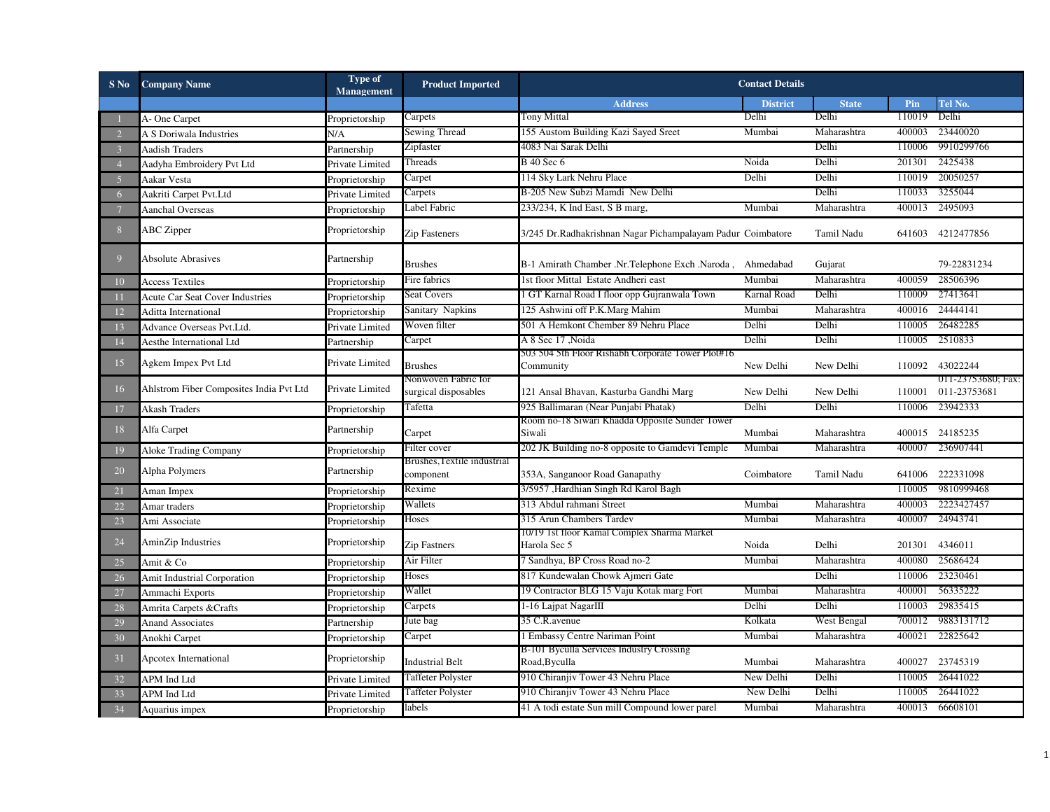| S No | Company Name | Type of Management | Product Imported | Contact Details | | | | |
|---|---|---|---|---|---|---|---|---|
| | | | | Address | District | State | Pin | Tel No. |
| 1 | A- One Carpet | Proprietorship | Carpets | Tony Mittal | Delhi | Delhi | 110019 | Delhi |
| 2 | A S Doriwala Industries | N/A | Sewing Thread | 155 Austom Building Kazi Sayed Sreet | Mumbai | Maharashtra | 400003 | 23440020 |
| 3 | Aadish Traders | Partnership | Zipfaster | 4083 Nai Sarak Delhi | | Delhi | 110006 | 9910299766 |
| 4 | Aadyha Embroidery Pvt Ltd | Private Limited | Threads | B 40 Sec 6 | Noida | Delhi | 201301 | 2425438 |
| 5 | Aakar Vesta | Proprietorship | Carpet | 114 Sky Lark Nehru Place | Delhi | Delhi | 110019 | 20050257 |
| 6 | Aakriti Carpet Pvt.Ltd | Private Limited | Carpets | B-205 New Subzi Mamdi New Delhi | | Delhi | 110033 | 3255044 |
| 7 | Aanchal Overseas | Proprietorship | Label Fabric | 233/234, K Ind East, S B marg, | Mumbai | Maharashtra | 400013 | 2495093 |
| 8 | ABC Zipper | Proprietorship | Zip Fasteners | 3/245 Dr.Radhakrishnan Nagar Pichampalayam Padur | Coimbatore | Tamil Nadu | 641603 | 4212477856 |
| 9 | Absolute Abrasives | Partnership | Brushes | B-1 Amirath Chamber .Nr.Telephone Exch .Naroda , | Ahmedabad | Gujarat | | 79-22831234 |
| 10 | Access Textiles | Proprietorship | Fire fabrics | 1st floor Mittal Estate Andheri east | Mumbai | Maharashtra | 400059 | 28506396 |
| 11 | Acute Car Seat Cover Industries | Proprietorship | Seat Covers | 1 GT Karnal Road I floor opp Gujranwala Town | Karnal Road | Delhi | 110009 | 27413641 |
| 12 | Aditta International | Proprietorship | Sanitary Napkins | 125 Ashwini off P.K.Marg Mahim | Mumbai | Maharashtra | 400016 | 24444141 |
| 13 | Advance Overseas Pvt.Ltd. | Private Limited | Woven filter | 501 A Hemkont Chember 89 Nehru Place | Delhi | Delhi | 110005 | 26482285 |
| 14 | Aesthe International Ltd | Partnership | Carpet | A 8 Sec 17 ,Noida | Delhi | Delhi | 110005 | 2510833 |
| 15 | Agkem Impex Pvt Ltd | Private Limited | Brushes | 503 504 5th Floor Rishabh Corporate Tower Plot#16 Community | New Delhi | New Delhi | 110092 | 43022244 |
| 16 | Ahlstrom Fiber Composites India Pvt Ltd | Private Limited | Nonwoven Fabric for surgical disposables | 121 Ansal Bhavan, Kasturba Gandhi Marg | New Delhi | New Delhi | 110001 | 011-23753680; Fax: 011-23753681 |
| 17 | Akash Traders | Proprietorship | Tafetta | 925 Ballimaran (Near Punjabi Phatak) | Delhi | Delhi | 110006 | 23942333 |
| 18 | Alfa Carpet | Partnership | Carpet | Room no-18 Siwari Khadda Opposite Sunder Tower Siwali | Mumbai | Maharashtra | 400015 | 24185235 |
| 19 | Aloke Trading Company | Proprietorship | Filter cover | 202 JK Building no-8 opposite to Gamdevi Temple | Mumbai | Maharashtra | 400007 | 236907441 |
| 20 | Alpha Polymers | Partnership | Brushes,Textile industrial component | 353A, Sanganoor Road Ganapathy | Coimbatore | Tamil Nadu | 641006 | 222331098 |
| 21 | Aman Impex | Proprietorship | Rexime | 3/5957 ,Hardhian Singh Rd Karol Bagh | | | 110005 | 9810999468 |
| 22 | Amar traders | Proprietorship | Wallets | 313 Abdul rahmani Street | Mumbai | Maharashtra | 400003 | 2223427457 |
| 23 | Ami Associate | Proprietorship | Hoses | 315 Arun Chambers Tardev | Mumbai | Maharashtra | 400007 | 24943741 |
| 24 | AminZip Industries | Proprietorship | Zip Fastners | 10/19 1st floor Kamal Complex Sharma Market Harola Sec 5 | Noida | Delhi | 201301 | 4346011 |
| 25 | Amit & Co | Proprietorship | Air Filter | 7 Sandhya, BP Cross Road no-2 | Mumbai | Maharashtra | 400080 | 25686424 |
| 26 | Amit Industrial Corporation | Proprietorship | Hoses | 817 Kundewalan Chowk Ajmeri Gate | | Delhi | 110006 | 23230461 |
| 27 | Ammachi Exports | Proprietorship | Wallet | 19 Contractor BLG 15 Vaju Kotak marg Fort | Mumbai | Maharashtra | 400001 | 56335222 |
| 28 | Amrita Carpets &Crafts | Proprietorship | Carpets | 1-16 Lajpat NagarIII | Delhi | Delhi | 110003 | 29835415 |
| 29 | Anand Associates | Partnership | Jute bag | 35 C.R.avenue | Kolkata | West Bengal | 700012 | 9883131712 |
| 30 | Anokhi Carpet | Proprietorship | Carpet | 1 Embassy Centre Nariman Point | Mumbai | Maharashtra | 400021 | 22825642 |
| 31 | Apcotex International | Proprietorship | Industrial Belt | B-101 Byculla Services Industry Crossing Road,Byculla | Mumbai | Maharashtra | 400027 | 23745319 |
| 32 | APM Ind Ltd | Private Limited | Taffeter Polyster | 910 Chiranjiv Tower 43 Nehru Place | New Delhi | Delhi | 110005 | 26441022 |
| 33 | APM Ind Ltd | Private Limited | Taffeter Polyster | 910 Chiranjiv Tower 43 Nehru Place | New Delhi | Delhi | 110005 | 26441022 |
| 34 | Aquarius impex | Proprietorship | labels | 41 A todi estate Sun mill Compound lower parel | Mumbai | Maharashtra | 400013 | 66608101 |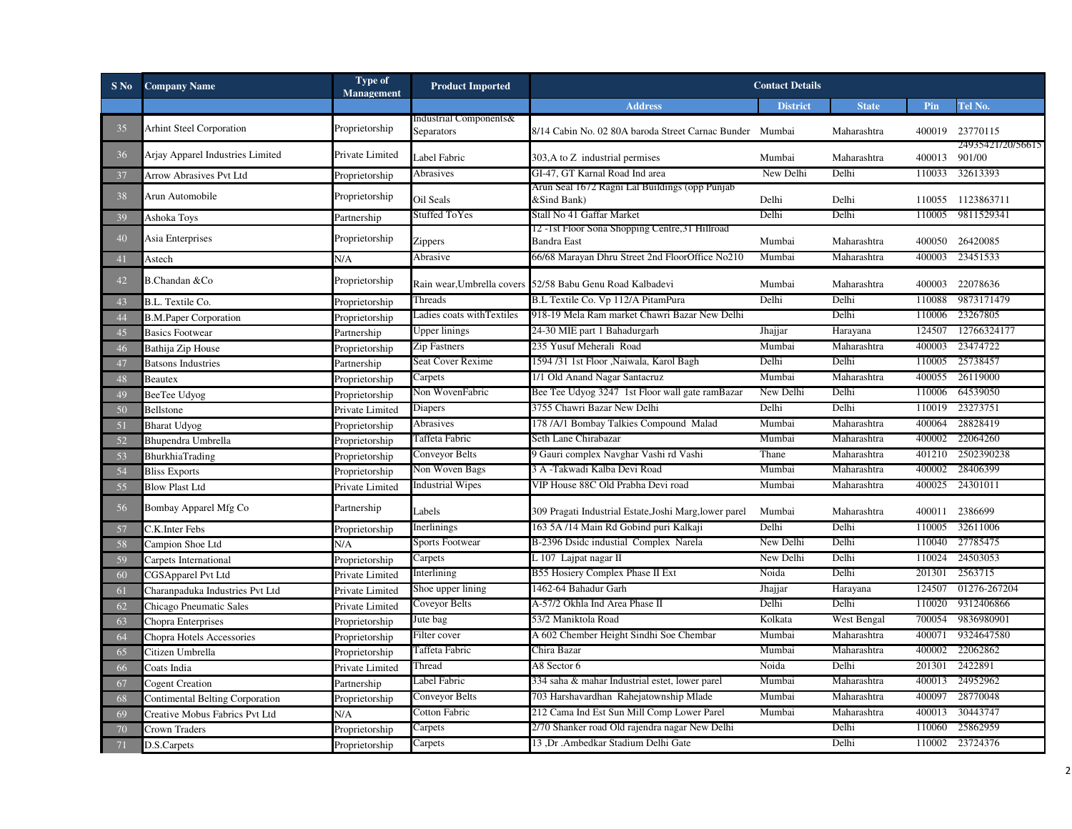| S No | Company Name | Type of Management | Product Imported | Contact Details | | | | |
|---|---|---|---|---|---|---|---|---|
| | | | | Address | District | State | Pin | Tel No. |
| 35 | Arhint Steel Corporation | Proprietorship | Industrial Components& Separators | 8/14 Cabin No. 02 80A baroda Street Carnac Bunder | Mumbai | Maharashtra | 400019 | 23770115 |
| 36 | Arjay Apparel Industries Limited | Private Limited | Label Fabric | 303,A to Z industrial permises | Mumbai | Maharashtra | 400013 | 24935421/20/56615901/00 |
| 37 | Arrow Abrasives Pvt Ltd | Proprietorship | Abrasives | GI-47, GT Karnal Road Ind area | New Delhi | Delhi | 110033 | 32613393 |
| 38 | Arun Automobile | Proprietorship | Oil Seals | Arun Seal 1672 Ragni Lal Buildings (opp Punjab &Sind Bank) | Delhi | Delhi | 110055 | 1123863711 |
| 39 | Ashoka Toys | Partnership | Stuffed ToYes | Stall No 41 Gaffar Market | Delhi | Delhi | 110005 | 9811529341 |
| 40 | Asia Enterprises | Proprietorship | Zippers | 12 -1st Floor Sona Shopping Centre,31 Hillroad Bandra East | Mumbai | Maharashtra | 400050 | 26420085 |
| 41 | Astech | N/A | Abrasive | 66/68 Marayan Dhru Street 2nd FloorOffice No210 | Mumbai | Maharashtra | 400003 | 23451533 |
| 42 | B.Chandan &Co | Proprietorship | Rain wear,Umbrella covers | 52/58 Babu Genu Road Kalbadevi | Mumbai | Maharashtra | 400003 | 22078636 |
| 43 | B.L. Textile Co. | Proprietorship | Threads | B.L Textile Co. Vp 112/A PitamPura | Delhi | Delhi | 110088 | 9873171479 |
| 44 | B.M.Paper Corporation | Proprietorship | Ladies coats withTextiles | 918-19 Mela Ram market Chawri Bazar New Delhi | | Delhi | 110006 | 23267805 |
| 45 | Basics Footwear | Partnership | Upper linings | 24-30 MIE part 1 Bahadurgarh | Jhajjar | Harayana | 124507 | 12766324177 |
| 46 | Bathija Zip House | Proprietorship | Zip Fastners | 235 Yusuf Meherali Road | Mumbai | Maharashtra | 400003 | 23474722 |
| 47 | Batsons Industries | Partnership | Seat Cover Rexime | 1594 /31 1st Floor ,Naiwala, Karol Bagh | Delhi | Delhi | 110005 | 25738457 |
| 48 | Beautex | Proprietorship | Carpets | 1/1 Old Anand Nagar Santacruz | Mumbai | Maharashtra | 400055 | 26119000 |
| 49 | BeeTee Udyog | Proprietorship | Non WovenFabric | Bee Tee Udyog 3247 1st Floor wall gate ramBazar | New Delhi | Delhi | 110006 | 64539050 |
| 50 | Bellstone | Private Limited | Diapers | 3755 Chawri Bazar New Delhi | Delhi | Delhi | 110019 | 23273751 |
| 51 | Bharat Udyog | Proprietorship | Abrasives | 178 /A/1 Bombay Talkies Compound Malad | Mumbai | Maharashtra | 400064 | 28828419 |
| 52 | Bhupendra Umbrella | Proprietorship | Taffeta Fabric | Seth Lane Chirabazar | Mumbai | Maharashtra | 400002 | 22064260 |
| 53 | BhurkhiaTrading | Proprietorship | Conveyor Belts | 9 Gauri complex Navghar Vashi rd Vashi | Thane | Maharashtra | 401210 | 2502390238 |
| 54 | Bliss Exports | Proprietorship | Non Woven Bags | 3 A -Takwadi Kalba Devi Road | Mumbai | Maharashtra | 400002 | 28406399 |
| 55 | Blow Plast Ltd | Private Limited | Industrial Wipes | VIP House 88C Old Prabha Devi road | Mumbai | Maharashtra | 400025 | 24301011 |
| 56 | Bombay Apparel Mfg Co | Partnership | Labels | 309 Pragati Industrial Estate,Joshi Marg,lower parel | Mumbai | Maharashtra | 400011 | 2386699 |
| 57 | C.K.Inter Febs | Proprietorship | Inerlinings | 163 5A /14 Main Rd Gobind puri Kalkaji | Delhi | Delhi | 110005 | 32611006 |
| 58 | Campion Shoe Ltd | N/A | Sports Footwear | B-2396 Dsidc industial Complex Narela | New Delhi | Delhi | 110040 | 27785475 |
| 59 | Carpets International | Proprietorship | Carpets | L 107 Lajpat nagar II | New Delhi | Delhi | 110024 | 24503053 |
| 60 | CGSApparel Pvt Ltd | Private Limited | Interlining | B55 Hosiery Complex Phase II Ext | Noida | Delhi | 201301 | 2563715 |
| 61 | Charanpaduka Industries Pvt Ltd | Private Limited | Shoe upper lining | 1462-64 Bahadur Garh | Jhajjar | Harayana | 124507 | 01276-267204 |
| 62 | Chicago Pneumatic Sales | Private Limited | Coveyor Belts | A-57/2 Okhla Ind Area Phase II | Delhi | Delhi | 110020 | 9312406866 |
| 63 | Chopra Enterprises | Proprietorship | Jute bag | 53/2 Maniktola Road | Kolkata | West Bengal | 700054 | 9836980901 |
| 64 | Chopra Hotels Accessories | Proprietorship | Filter cover | A 602 Chember Height Sindhi Soe Chembar | Mumbai | Maharashtra | 400071 | 9324647580 |
| 65 | Citizen Umbrella | Proprietorship | Taffeta Fabric | Chira Bazar | Mumbai | Maharashtra | 400002 | 22062862 |
| 66 | Coats India | Private Limited | Thread | A8 Sector 6 | Noida | Delhi | 201301 | 2422891 |
| 67 | Cogent Creation | Partnership | Label Fabric | 334 saha & mahar Industrial estet, lower parel | Mumbai | Maharashtra | 400013 | 24952962 |
| 68 | Contimental Belting Corporation | Proprietorship | Conveyor Belts | 703 Harshavardhan Rahejatownship Mlade | Mumbai | Maharashtra | 400097 | 28770048 |
| 69 | Creative Mobus Fabrics Pvt Ltd | N/A | Cotton Fabric | 212 Cama Ind Est Sun Mill Comp Lower Parel | Mumbai | Maharashtra | 400013 | 30443747 |
| 70 | Crown Traders | Proprietorship | Carpets | 2/70 Shanker road Old rajendra nagar New Delhi | | Delhi | 110060 | 25862959 |
| 71 | D.S.Carpets | Proprietorship | Carpets | 13 ,Dr .Ambedkar Stadium Delhi Gate | | Delhi | 110002 | 23724376 |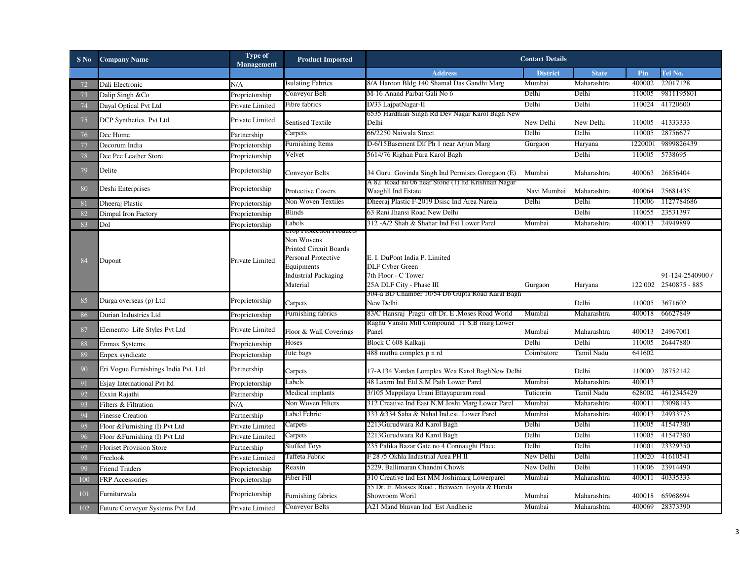| S No | Company Name | Type of Management | Product Imported | Contact Details | | | | |
|---|---|---|---|---|---|---|---|---|
| | | | | Address | District | State | Pin | Tel No. |
| 72 | Dali Electronic | N/A | Isulating Fabrics | 8/A Haroon Bldg 140 Shamal Das Gandhi Marg | Mumbai | Maharashtra | 400002 | 22017128 |
| 73 | Dalip Singh &Co | Proprietorship | Conveyor Belt | M-16 Anand Parbat Gali No 6 | Delhi | Delhi | 110005 | 9811195801 |
| 74 | Dayal Optical Pvt Ltd | Private Limited | Fibre fabrics | D/33 LajpatNagar-II | Delhi | Delhi | 110024 | 41720600 |
| 75 | DCP Synthetics Pvt Ltd | Private Limited | Sentised Textile | 6535 Hardhian Singh Rd Dev Nagar Karol Bagh New Delhi | New Delhi | New Delhi | 110005 | 41333333 |
| 76 | Dec Home | Partnership | Carpets | 66/2250 Naiwala Street | Delhi | Delhi | 110005 | 28756677 |
| 77 | Decorum India | Proprietorship | Furnishing Items | D-6/15Basement Dlf Ph 1 near Arjun Marg | Gurgaon | Haryana | 1220001 | 9899826439 |
| 78 | Dee Pee Leather Store | Proprietorship | Velvet | 5614/76 Righan Pura Karol Bagh | | Delhi | 110005 | 5738695 |
| 79 | Delite | Proprietorship | Conveyor Belts | 34 Guru Govinda Singh Ind Permises Goregaon (E) | Mumbai | Maharashtra | 400063 | 26856404 |
| 80 | Deshi Enterprises | Proprietorship | Protective Covers | A 82 Road no 06 near Stone (1) ltd Krishnan Nagar Waaghll Ind Estate | Navi Mumbai | Maharashtra | 400064 | 25681435 |
| 81 | Dheeraj Plastic | Proprietorship | Non Woven Textiles | Dheeraj Plastic F-2019 Dsisc Ind Area Narela | Delhi | Delhi | 110006 | 1127784686 |
| 82 | Dimpal Iron Factory | Proprietorship | Blinds | 63 Rani Jhansi Road New Delhi | | Delhi | 110055 | 23531397 |
| 83 | Dol | Proprietorship | Labels | 312 -A/2 Shah & Shahar Ind Est Lower Parel | Mumbai | Maharashtra | 400013 | 24949899 |
| 84 | Dupont | Private Limited | Crop Protection Products<br>Non Wovens<br>Printed Circuit Boards<br>Personal Protective Equipments<br>Industrial Packaging Material | E. I. DuPont India P. Limited<br>DLF Cyber Green<br>7th Floor - C Tower<br>25A DLF City - Phase III | Gurgaon | Haryana | 122 002 | 91-124-2540900 / 2540875 - 885 |
| 85 | Durga overseas (p) Ltd | Proprietorship | Carpets | 304-a BD Chamber 10/54 Db Gupta Road Karal Bagh New Delhi | | Delhi | 110005 | 3671602 |
| 86 | Durian Industries Ltd | Proprietorship | Furnishing fabrics | 83/C Hansraj Pragti off Dr. E .Moses Road World | Mumbai | Maharashtra | 400018 | 66627849 |
| 87 | Elementto Life Styles Pvt Ltd | Private Limited | Floor & Wall Coverings | Raghu Vanshi Mill Compound 11 S.B marg Lower Panel | Mumbai | Maharashtra | 400013 | 24967001 |
| 88 | Enmax Systems | Proprietorship | Hoses | Block C 608 Kalkaji | Delhi | Delhi | 110005 | 26447880 |
| 89 | Enpex syndicate | Proprietorship | Jute bags | 488 muthu complex p n rd | Coimbatore | Tamil Nadu | 641602 | |
| 90 | Eri Vogue Furnishings India Pvt. Ltd | Partnership | Carpets | 17-A134 Vardan Lomplex Wea Karol BaghNew Delhi | | Delhi | 110000 | 28752142 |
| 91 | Esjay International Pvt ltd | Proprietorship | Labels | 48 Laxmi Ind Etd S.M Path Lower Parel | Mumbai | Maharashtra | 400013 | |
| 92 | Exxin Rajathi | Partnership | Medical implants | 3/105 Mappilaya Urani Ettayapuram road | Tuticorin | Tamil Nadu | 628002 | 4612345429 |
| 93 | Filters & Filtration | N/A | Non Woven Filters | 312 Creative Ind East N.M Joshi Marg Lower Parel | Mumbai | Maharashtra | 400011 | 23098143 |
| 94 | Finesse Creation | Partnership | Label Febric | 333 &334 Saha & Nahal Ind.est. Lower Parel | Mumbai | Maharashtra | 400013 | 24933773 |
| 95 | Floor &Furnishing (I) Pvt Ltd | Private Limited | Carpets | 2213Gurudwara Rd Karol Bagh | Delhi | Delhi | 110005 | 41547380 |
| 96 | Floor &Furnishing (I) Pvt Ltd | Private Limited | Carpets | 2213Gurudwara Rd Karol Bagh | Delhi | Delhi | 110005 | 41547380 |
| 97 | Floriset Provision Store | Partnership | Stuffed Toys | 235 Palika Bazar Gate no 4 Connaught Place | Delhi | Delhi | 110001 | 23329350 |
| 98 | Freelook | Private Limited | Taffeta Fabric | F 28 /5 Okhla Industrial Area PH II | New Delhi | Delhi | 110020 | 41610541 |
| 99 | Friend Traders | Proprietorship | Reaxin | 5229, Ballimaran Chandni Chowk | New Delhi | Delhi | 110006 | 23914490 |
| 100 | FRP Accessories | Proprietorship | Fiber Fill | 310 Creative Ind Est MM Joshimarg Lowerparel | Mumbai | Maharashtra | 400011 | 40335333 |
| 101 | Furniturwala | Proprietorship | Furnishing fabrics | 55 Dr. E. Mosses Road , Between Toyota & Honda Showroom Woril | Mumbai | Maharashtra | 400018 | 65968694 |
| 102 | Future Conveyor Systems Pvt Ltd | Private Limited | Conveyor Belts | A21 Mand bhuvan Ind Est Andherie | Mumbai | Maharashtra | 400069 | 28373390 |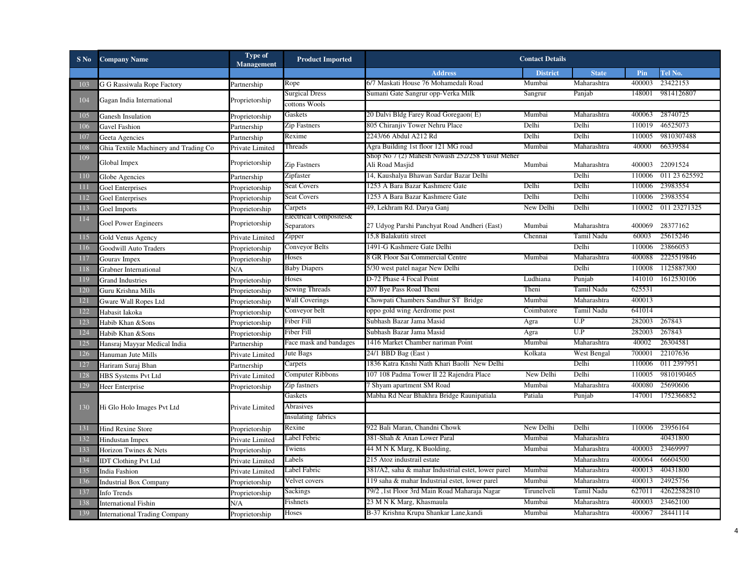| S No | Company Name | Type of Management | Product Imported | Contact Details | | | | |
|---|---|---|---|---|---|---|---|---|
| | | | | Address | District | State | Pin | Tel No. |
| 103 | G G Rassiwala Rope Factory | Partnership | Rope | 6/7 Maskati House 76 Mohamedali Road | Mumbai | Maharashtra | 400003 | 23422153 |
| 104 | Gagan India International | Proprietorship | Surgical Dress | Sumani Gate Sangrur opp-Verka Milk | Sangrur | Panjab | 148001 | 9814126807 |
| | | | cottons Wools | | | | | |
| 105 | Ganesh Insulation | Proprietorship | Gaskets | 20 Dalvi Bldg Farey Road Goregaon( E) | Mumbai | Maharashtra | 400063 | 28740725 |
| 106 | Gavel Fashion | Partnership | Zip Fastners | 805 Chiranjiv Tower Nehru Place | Delhi | Delhi | 110019 | 46525073 |
| 107 | Geeta Agencies | Partnership | Rexime | 2243/66 Abdul A212 Rd | Delhi | Delhi | 110005 | 9810307488 |
| 108 | Ghia Textile Machinery and Trading Co | Private Limited | Threads | Agra Building 1st floor 121 MG road | Mumbai | Maharashtra | 40000 | 66339584 |
| 109 | Global Impex | Proprietorship | Zip Fastners | Shop No 7 (2) Mahesh Niwash 252/258 Yusuf Meher Ali Road Masjid | Mumbai | Maharashtra | 400003 | 22091524 |
| 110 | Globe Agencies | Partnership | Zipfaster | 14, Kaushalya Bhawan Sardar Bazar Delhi | | Delhi | 110006 | 011 23 625592 |
| 111 | Goel Enterprises | Proprietorship | Seat Covers | 1253 A Bara Bazar Kashmere Gate | Delhi | Delhi | 110006 | 23983554 |
| 112 | Goel Enterprises | Proprietorship | Seat Covers | 1253 A Bara Bazar Kashmere Gate | Delhi | Delhi | 110006 | 23983554 |
| 113 | Goel Imports | Proprietorship | Carpets | 49, Lekhram Rd. Darya Ganj | New Delhi | Delhi | 110002 | 011 23271325 |
| 114 | Goel Power Engineers | Proprietorship | Electrical Composites& Separators | 27 Udyog Parshi Panchyat Road Andheri (East) | Mumbai | Maharashtra | 400069 | 28377162 |
| 115 | Gold Venus Agency | Private Limited | Zipper | 15,8 Balakutiti street | Chennai | Tamil Nadu | 60003 | 25615246 |
| 116 | Goodwill Auto Traders | Proprietorship | Conveyor Belts | 1491-G Kashmere Gate Delhi | | Delhi | 110006 | 23866053 |
| 117 | Gourav Impex | Proprietorship | Hoses | 8 GR Floor Sai Commercial Centre | Mumbai | Maharashtra | 400088 | 2225519846 |
| 118 | Grabner International | N/A | Baby Diapers | 5/30 west patel nagar New Delhi | | Delhi | 110008 | 1125887300 |
| 119 | Grand Industries | Proprietorship | Hoses | D-72 Phase 4 Focal Point | Ludhiana | Punjab | 141010 | 1612530106 |
| 120 | Guru Krishna Mills | Proprietorship | Sewing Threads | 207 Bye Pass Road Theni | Theni | Tamil Nadu | 625531 | |
| 121 | Gware Wall Ropes Ltd | Proprietorship | Wall Coverings | Chowpati Chambers Sandhur ST Bridge | Mumbai | Maharashtra | 400013 | |
| 122 | Habasit Iakoka | Proprietorship | Conveyor belt | oppo gold wing Aerdrome post | Coimbatore | Tamil Nadu | 641014 | |
| 123 | Habib Khan &Sons | Proprietorship | Fiber Fill | Subhash Bazar Jama Masid | Agra | U.P | 282003 | 267843 |
| 124 | Habib Khan &Sons | Proprietorship | Fiber Fill | Subhash Bazar Jama Masid | Agra | U.P | 282003 | 267843 |
| 125 | Hansraj Mayyar Medical India | Partnership | Face mask and bandages | 1416 Market Chamber nariman Point | Mumbai | Maharashtra | 40002 | 26304581 |
| 126 | Hanuman Jute Mills | Private Limited | Jute Bags | 24/1 BBD Bag (East ) | Kolkata | West Bengal | 700001 | 22107636 |
| 127 | Hariram Suraj Bhan | Partnership | Carpets | 1836 Katra Knshi Nath Khari Baolli New Delhi | | Delhi | 110006 | 011 2397951 |
| 128 | HBS Systems Pvt Ltd | Private Limited | Computer Ribbons | 107 108 Padma Tower II 22 Rajendra Place | New Delhi | Delhi | 110005 | 9810190465 |
| 129 | Heer Enterprise | Proprietorship | Zip fastners | 7 Shyam apartment SM Road | Mumbai | Maharashtra | 400080 | 25690606 |
| 130 | Hi Glo Holo Images Pvt Ltd | Private Limited | Gaskets | Mabha Rd Near Bhakhra Bridge Raunipatiala | Patiala | Punjab | 147001 | 1752366852 |
| | | | Abrasives | | | | | |
| | | | Insulating fabrics | | | | | |
| 131 | Hind Rexine Store | Proprietorship | Rexine | 922 Bali Maran, Chandni Chowk | New Delhi | Delhi | 110006 | 23956164 |
| 132 | Hindustan Impex | Private Limited | Label Febric | 381-Shah & Anan Lower Paral | Mumbai | Maharashtra | | 40431800 |
| 133 | Horizon Twines & Nets | Proprietorship | Twiens | 44 M N K Marg, K Buolding, | Mumbai | Maharashtra | 400003 | 23469997 |
| 134 | IDT Clothing Pvt Ltd | Private Limited | Labels | 215 Atoz industrail estate | | Maharashtra | 400064 | 66604500 |
| 135 | India Fashion | Private Limited | Label Fabric | 381/A2, saha & mahar Industrial estet, lower parel | Mumbai | Maharashtra | 400013 | 40431800 |
| 136 | Industrial Box Company | Proprietorship | Velvet covers | 119 saha & mahar Industrial estet, lower parel | Mumbai | Maharashtra | 400013 | 24925756 |
| 137 | Info Trends | Proprietorship | Sackings | 79/2 ,1st Floor 3rd Main Road Maharaja Nagar | Tirunelveli | Tamil Nadu | 627011 | 42622582810 |
| 138 | International Fishin | N/A | Fishnets | 23 M N K Marg, Khasmaula | Mumbai | Maharashtra | 400003 | 23462100 |
| 139 | International Trading Company | Proprietorship | Hoses | B-37 Krishna Krupa Shankar Lane,kandi | Mumbai | Maharashtra | 400067 | 28441114 |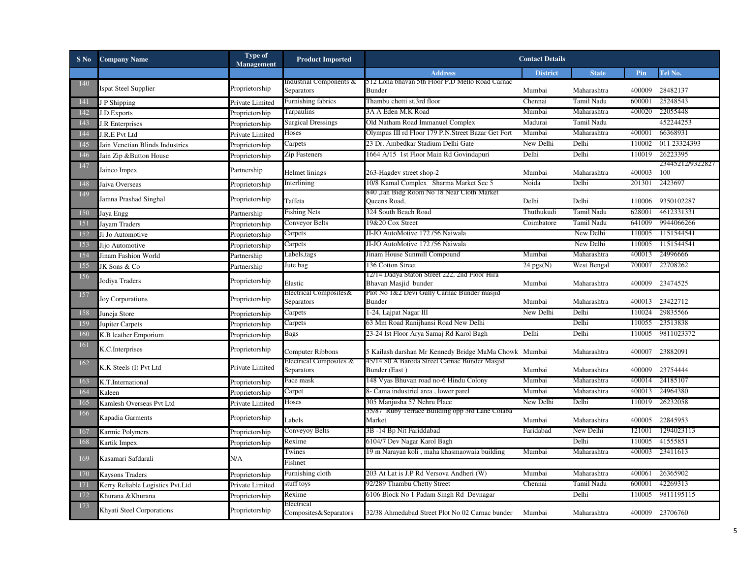| S No | Company Name | Type of Management | Product Imported | Contact Details | | | | |
|---|---|---|---|---|---|---|---|---|
| | | | | Address | District | State | Pin | Tel No. |
| 140 | Ispat Steel Supplier | Proprietorship | Industrial Components & Separators | 512 Loha bhavan 5th Floor P.D Mello Road Carnac Bunder | Mumbai | Maharashtra | 400009 | 28482137 |
| 141 | J P Shipping | Private Limited | Furnishing fabrics | Thambu chetti st,3rd floor | Chennai | Tamil Nadu | 600001 | 25248543 |
| 142 | J.D.Exports | Proprietorship | Tarpaulins | 3A A Eden M.K Road | Mumbai | Maharashtra | 400020 | 22055448 |
| 143 | J.R Enterprises | Proprietorship | Surgical Dressings | Old Natham Road Immanuel Complex | Madurai | Tamil Nadu | | 452244253 |
| 144 | J.R.E Pvt Ltd | Private Limited | Hoses | Olympus III rd Floor 179 P.N.Street Bazar Get Fort | Mumbai | Maharashtra | 400001 | 66368931 |
| 145 | Jain Venetian Blinds Industries | Proprietorship | Carpets | 23 Dr. Ambedkar Stadium Delhi Gate | New Delhi | Delhi | 110002 | 011 23324393 |
| 146 | Jain Zip &Button House | Proprietorship | Zip Fasteners | 1664 A/15 1st Floor Main Rd Govindapuri | Delhi | Delhi | 110019 | 26223395 |
| 147 | Jainco Impex | Partnership | Helmet linings | 263-Hagdev street shop-2 | Mumbai | Maharashtra | 400003 | 23445212/9322827100 |
| 148 | Jaiva Overseas | Proprietorship | Interlining | 10/8 Kamal Complex Sharma Market Sec 5 | Noida | Delhi | 201301 | 2423697 |
| 149 | Jamna Prashad Singhal | Proprietorship | Taffeta | 840 ,Jan Bldg Room No 18 Near Cloth Market Queens Road, | Delhi | Delhi | 110006 | 9350102287 |
| 150 | Jaya Engg | Partnership | Fishing Nets | 324 South Beach Road | Thuthukudi | Tamil Nadu | 628001 | 4612331331 |
| 151 | Jayam Traders | Proprietorship | Conveyor Belts | 19&20 Cox Street | Coimbatore | Tamil Nadu | 641009 | 9944066266 |
| 152 | Ji Jo Automotive | Proprietorship | Carpets | JI-JO AutoMotive 172 /56 Naiwala | | New Delhi | 110005 | 1151544541 |
| 153 | Jijo Automotive | Proprietorship | Carpets | JI-JO AutoMotive 172 /56 Naiwala | | New Delhi | 110005 | 1151544541 |
| 154 | Jinam Fashion World | Partnership | Labels,tags | Jinam House Sunmill Compound | Mumbai | Maharashtra | 400013 | 24996666 |
| 155 | JK Sons & Co | Partnership | Jute bag | 136 Cotton Street | 24 pgs(N) | West Bengal | 700007 | 22708262 |
| 156 | Jodiya Traders | Proprietorship | Elastic | 12/14 Dadya Staton Street 222, 2nd Floor Hira Bhavan Masjid bunder | Mumbai | Maharashtra | 400009 | 23474525 |
| 157 | Joy Corporations | Proprietorship | Electrical Composites& Separators | Plot No 1&2 Devi Gully Carnac Bunder masjid Bunder | Mumbai | Maharashtra | 400013 | 23422712 |
| 158 | Juneja Store | Proprietorship | Carpets | 1-24, Lajpat Nagar III | New Delhi | Delhi | 110024 | 29835566 |
| 159 | Jupiter Carpets | Proprietorship | Carpets | 63 Mm Road Ranijhansi Road New Delhi | | Delhi | 110055 | 23513838 |
| 160 | K.B leather Emporium | Proprietorship | Bags | 23-24 Ist Floor Arya Samaj Rd Karol Bagh | Delhi | Delhi | 110005 | 9811023372 |
| 161 | K.C.Interprises | Proprietorship | Computer Ribbons | 5 Kailash darshan Mr Kennedy Bridge MaMa Chowk | Mumbai | Maharashtra | 400007 | 23882091 |
| 162 | K.K Steels (I) Pvt Ltd | Private Limited | Electrical Composites & Separators | 45/14 80 A Baroda Street Carnac Bunder Masjid Bunder (East ) | Mumbai | Maharashtra | 400009 | 23754444 |
| 163 | K.T.International | Proprietorship | Face mask | 148 Vyas Bhuvan road no-6 Hindu Colony | Mumbai | Maharashtra | 400014 | 24185107 |
| 164 | Kaleen | Proprietorship | Carpet | 8- Cama industriel area , lower parel | Mumbai | Maharashtra | 400013 | 24964380 |
| 165 | Kamlesh Overseas Pvt Ltd | Private Limited | Hoses | 305 Manjusha 57 Nehru Place | New Delhi | Delhi | 110019 | 26232058 |
| 166 | Kapadia Garments | Proprietorship | Labels | 35/87 Ruby Terrace Building opp 3rd Lane Colaba Market | Mumbai | Maharashtra | 400005 | 22845953 |
| 167 | Karmic Polymers | Proprietorship | Conveyoy Belts | 3B -14 Bp Nit Fariddabad | Faridabad | New Delhi | 121001 | 1294023113 |
| 168 | Kartik Impex | Proprietorship | Rexime | 6104/7 Dev Nagar Karol Bagh | | Delhi | 110005 | 41555851 |
| 169 | Kasamari Safdarali | N/A | Twines | 19 m Narayan koli , maha khasmaowaia building | Mumbai | Maharashtra | 400003 | 23411613 |
| | | | Fishnet | | | | | |
| 170 | Kaysons Traders | Proprietorship | Furnishing cloth | 203 At Lat is J.P Rd Versova Andheri (W) | Mumbai | Maharashtra | 400061 | 26365902 |
| 171 | Kerry Reliable Logistics Pvt.Ltd | Private Limited | stuff toys | 92/289 Thambu Chetty Street | Chennai | Tamil Nadu | 600001 | 42269313 |
| 172 | Khurana &Khurana | Proprietorship | Rexime | 6106 Block No 1 Padam Singh Rd Devnagar | | Delhi | 110005 | 9811195115 |
| 173 | Khyati Steel Corporations | Proprietorship | Electrical Composites&Separators | 32/38 Ahmedabad Street Plot No 02 Carnac bunder | Mumbai | Maharashtra | 400009 | 23706760 |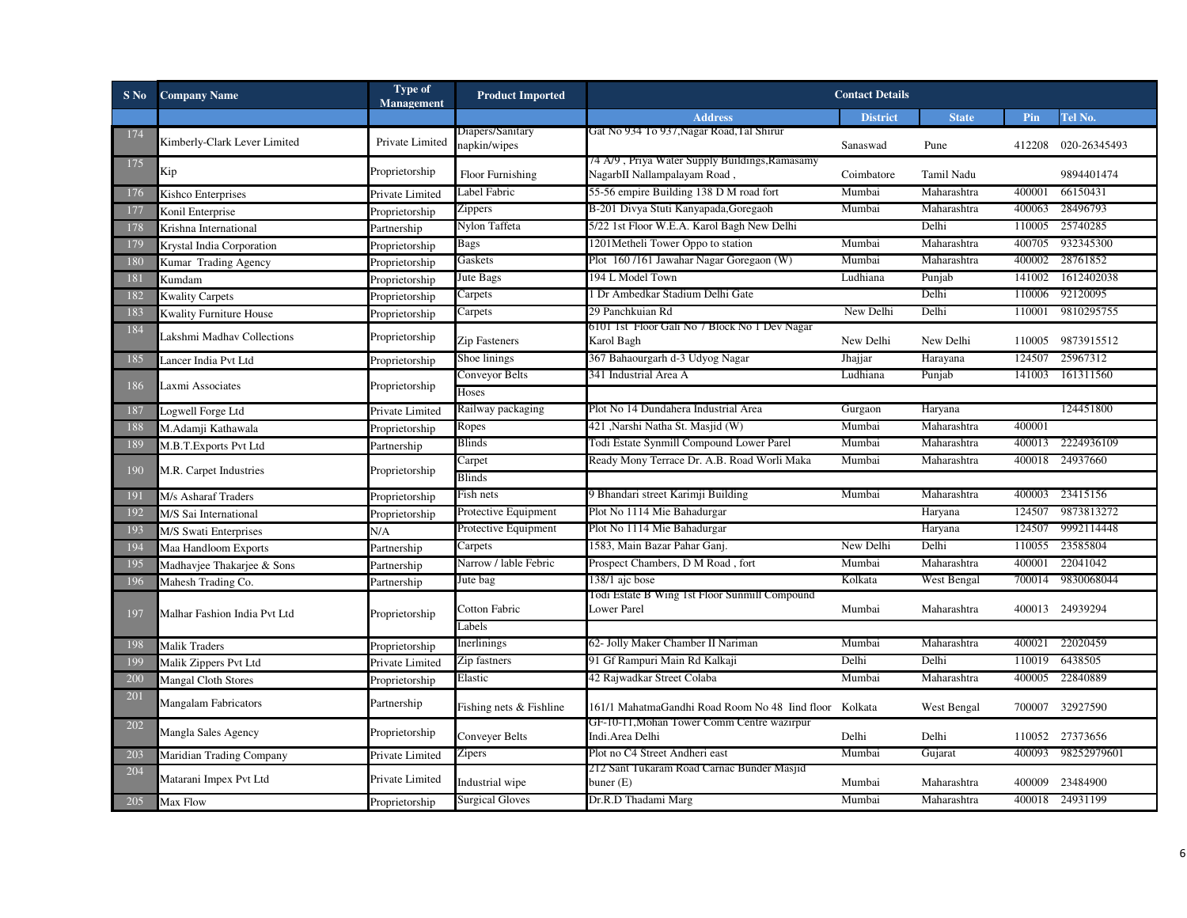| S No | Company Name | Type of Management | Product Imported | Contact Details | | | | |
|---|---|---|---|---|---|---|---|---|
| | | | | Address | District | State | Pin | Tel No. |
| 174 | Kimberly-Clark Lever Limited | Private Limited | Diapers/Sanitary napkin/wipes | Gat No 934 To 937,Nagar Road,Tal Shirur | Sanaswad | Pune | 412208 | 020-26345493 |
| 175 | Kip | Proprietorship | Floor Furnishing | 74 A/9 , Priya Water Supply Buildings,Ramasamy NagarbII Nallampalayam Road , | Coimbatore | Tamil Nadu | | 9894401474 |
| 176 | Kishco Enterprises | Private Limited | Label Fabric | 55-56 empire Building 138 D M road fort | Mumbai | Maharashtra | 400001 | 66150431 |
| 177 | Konil Enterprise | Proprietorship | Zippers | B-201 Divya Stuti Kanyapada,Goregaoh | Mumbai | Maharashtra | 400063 | 28496793 |
| 178 | Krishna International | Partnership | Nylon Taffeta | 5/22 1st Floor W.E.A. Karol Bagh New Delhi | | Delhi | 110005 | 25740285 |
| 179 | Krystal India Corporation | Proprietorship | Bags | 1201Metheli Tower Oppo to station | Mumbai | Maharashtra | 400705 | 932345300 |
| 180 | Kumar Trading Agency | Proprietorship | Gaskets | Plot 160 /161 Jawahar Nagar Goregaon (W) | Mumbai | Maharashtra | 400002 | 28761852 |
| 181 | Kumdam | Proprietorship | Jute Bags | 194 L Model Town | Ludhiana | Punjab | 141002 | 1612402038 |
| 182 | Kwality Carpets | Proprietorship | Carpets | 1 Dr Ambedkar Stadium Delhi Gate | | Delhi | 110006 | 92120095 |
| 183 | Kwality Furniture House | Proprietorship | Carpets | 29 Panchkuian Rd | New Delhi | Delhi | 110001 | 9810295755 |
| 184 | Lakshmi Madhav Collections | Proprietorship | Zip Fasteners | 6101 1st Floor Gali No 7 Block No 1 Dev Nagar Karol Bagh | New Delhi | New Delhi | 110005 | 9873915512 |
| 185 | Lancer India Pvt Ltd | Proprietorship | Shoe linings | 367 Bahaourgarh d-3 Udyog Nagar | Jhajjar | Harayana | 124507 | 25967312 |
| 186 | Laxmi Associates | Proprietorship | Conveyor Belts | 341 Industrial Area A | Ludhiana | Punjab | 141003 | 161311560 |
| | | | Hoses | | | | | |
| 187 | Logwell Forge Ltd | Private Limited | Railway packaging | Plot No 14 Dundahera Industrial Area | Gurgaon | Haryana | | 124451800 |
| 188 | M.Adamji Kathawala | Proprietorship | Ropes | 421 ,Narshi Natha St. Masjid (W) | Mumbai | Maharashtra | 400001 | |
| 189 | M.B.T.Exports Pvt Ltd | Partnership | Blinds | Todi Estate Synmill Compound Lower Parel | Mumbai | Maharashtra | 400013 | 2224936109 |
| 190 | M.R. Carpet Industries | Proprietorship | Carpet | Ready Mony Terrace Dr. A.B. Road Worli Maka | Mumbai | Maharashtra | 400018 | 24937660 |
| | | | Blinds | | | | | |
| 191 | M/s Asharaf Traders | Proprietorship | Fish nets | 9 Bhandari street Karimji Building | Mumbai | Maharashtra | 400003 | 23415156 |
| 192 | M/S Sai International | Proprietorship | Protective Equipment | Plot No 1114 Mie Bahadurgar | | Haryana | 124507 | 9873813272 |
| 193 | M/S Swati Enterprises | N/A | Protective Equipment | Plot No 1114 Mie Bahadurgar | | Haryana | 124507 | 9992114448 |
| 194 | Maa Handloom Exports | Partnership | Carpets | 1583, Main Bazar Pahar Ganj. | New Delhi | Delhi | 110055 | 23585804 |
| 195 | Madhavjee Thakarjee & Sons | Partnership | Narrow / lable Febric | Prospect Chambers, D M Road , fort | Mumbai | Maharashtra | 400001 | 22041042 |
| 196 | Mahesh Trading Co. | Partnership | Jute bag | 138/1 ajc bose | Kolkata | West Bengal | 700014 | 9830068044 |
| 197 | Malhar Fashion India Pvt Ltd | Proprietorship | Cotton Fabric | Todi Estate B Wing 1st Floor Sunmill Compound Lower Parel | Mumbai | Maharashtra | 400013 | 24939294 |
| | | | Labels | | | | | |
| 198 | Malik Traders | Proprietorship | Inerlinings | 62- Jolly Maker Chamber II Nariman | Mumbai | Maharashtra | 400021 | 22020459 |
| 199 | Malik Zippers Pvt Ltd | Private Limited | Zip fastners | 91 Gf Rampuri Main Rd Kalkaji | Delhi | Delhi | 110019 | 6438505 |
| 200 | Mangal Cloth Stores | Proprietorship | Elastic | 42 Rajwadkar Street Colaba | Mumbai | Maharashtra | 400005 | 22840889 |
| 201 | Mangalam Fabricators | Partnership | Fishing nets & Fishline | 161/1 MahatmaGandhi Road Room No 48 Iind floor | Kolkata | West Bengal | 700007 | 32927590 |
| 202 | Mangla Sales Agency | Proprietorship | Conveyer Belts | GF-10-11,Mohan Tower Comm Centre wazirpur Indi.Area Delhi | Delhi | Delhi | 110052 | 27373656 |
| 203 | Maridian Trading Company | Private Limited | Zipers | Plot no C4 Street Andheri east | Mumbai | Gujarat | 400093 | 98252979601 |
| 204 | Matarani Impex Pvt Ltd | Private Limited | Industrial wipe | 212 Sant Tukaram Road Carnac Bunder Masjid buner (E) | Mumbai | Maharashtra | 400009 | 23484900 |
| 205 | Max Flow | Proprietorship | Surgical Gloves | Dr.R.D Thadami Marg | Mumbai | Maharashtra | 400018 | 24931199 |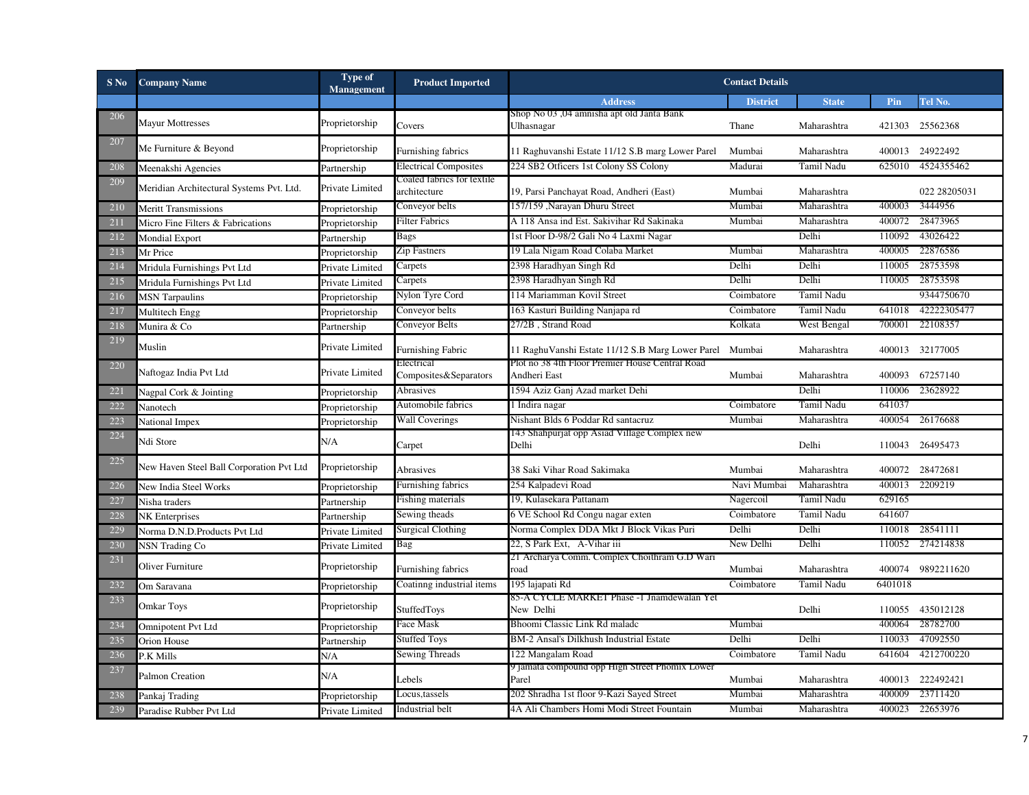| S No | Company Name | Type of Management | Product Imported | Contact Details | | | | |
|---|---|---|---|---|---|---|---|---|
| | | | | Address | District | State | Pin | Tel No. |
| 206 | Mayur Mottresses | Proprietorship | Covers | Shop No 03 ,04 amnisha apt old Janta Bank Ulhasnagar | Thane | Maharashtra | 421303 | 25562368 |
| 207 | Me Furniture & Beyond | Proprietorship | Furnishing fabrics | 11 Raghuvanshi Estate 11/12 S.B marg Lower Parel | Mumbai | Maharashtra | 400013 | 24922492 |
| 208 | Meenakshi Agencies | Partnership | Electrical Composites | 224 SB2 Officers 1st Colony SS Colony | Madurai | Tamil Nadu | 625010 | 4524355462 |
| 209 | Meridian Architectural Systems Pvt. Ltd. | Private Limited | Coated fabrics for textile architecture | 19, Parsi Panchayat Road, Andheri (East) | Mumbai | Maharashtra | | 022 28205031 |
| 210 | Meritt Transmissions | Proprietorship | Conveyor belts | 157/159 ,Narayan Dhuru Street | Mumbai | Maharashtra | 400003 | 3444956 |
| 211 | Micro Fine Filters & Fabrications | Proprietorship | Filter Fabrics | A 118 Ansa ind Est. Sakivihar Rd Sakinaka | Mumbai | Maharashtra | 400072 | 28473965 |
| 212 | Mondial Export | Partnership | Bags | 1st Floor D-98/2 Gali No 4 Laxmi Nagar | | Delhi | 110092 | 43026422 |
| 213 | Mr Price | Proprietorship | Zip Fastners | 19 Lala Nigam Road Colaba Market | Mumbai | Maharashtra | 400005 | 22876586 |
| 214 | Mridula Furnishings Pvt Ltd | Private Limited | Carpets | 2398 Haradhyan Singh Rd | Delhi | Delhi | 110005 | 28753598 |
| 215 | Mridula Furnishings Pvt Ltd | Private Limited | Carpets | 2398 Haradhyan Singh Rd | Delhi | Delhi | 110005 | 28753598 |
| 216 | MSN Tarpaulins | Proprietorship | Nylon Tyre Cord | 114 Mariamman Kovil Street | Coimbatore | Tamil Nadu | | 9344750670 |
| 217 | Multitech Engg | Proprietorship | Conveyor belts | 163 Kasturi Building Nanjapa rd | Coimbatore | Tamil Nadu | 641018 | 42222305477 |
| 218 | Munira & Co | Partnership | Conveyor Belts | 27/2B , Strand Road | Kolkata | West Bengal | 700001 | 22108357 |
| 219 | Muslin | Private Limited | Furnishing Fabric | 11 RaghuVanshi Estate 11/12 S.B Marg Lower Parel | Mumbai | Maharashtra | 400013 | 32177005 |
| 220 | Naftogaz India Pvt Ltd | Private Limited | Electrical Composites&Separators | Plot no 38 4th Floor Premier House Central Road Andheri East | Mumbai | Maharashtra | 400093 | 67257140 |
| 221 | Nagpal Cork & Jointing | Proprietorship | Abrasives | 1594 Aziz Ganj Azad market Dehi | | Delhi | 110006 | 23628922 |
| 222 | Nanotech | Proprietorship | Automobile fabrics | 1 Indira nagar | Coimbatore | Tamil Nadu | 641037 | |
| 223 | National Impex | Proprietorship | Wall Coverings | Nishant Blds 6 Poddar Rd santacruz | Mumbai | Maharashtra | 400054 | 26176688 |
| 224 | Ndi Store | N/A | Carpet | 143 Shahpurjat opp Asiad Village Complex new Delhi | | Delhi | 110043 | 26495473 |
| 225 | New Haven Steel Ball Corporation Pvt Ltd | Proprietorship | Abrasives | 38 Saki Vihar Road Sakimaka | Mumbai | Maharashtra | 400072 | 28472681 |
| 226 | New India Steel Works | Proprietorship | Furnishing fabrics | 254 Kalpadevi Road | Navi Mumbai | Maharashtra | 400013 | 2209219 |
| 227 | Nisha traders | Partnership | Fishing materials | 19, Kulasekara Pattanam | Nagercoil | Tamil Nadu | 629165 | |
| 228 | NK Enterprises | Partnership | Sewing theads | 6 VE School Rd Congu nagar exten | Coimbatore | Tamil Nadu | 641607 | |
| 229 | Norma D.N.D.Products Pvt Ltd | Private Limited | Surgical Clothing | Norma Complex DDA Mkt J Block Vikas Puri | Delhi | Delhi | 110018 | 28541111 |
| 230 | NSN Trading Co | Private Limited | Bag | 22, S Park Ext, A-Vihar iii | New Delhi | Delhi | 110052 | 274214838 |
| 231 | Oliver Furniture | Proprietorship | Furnishing fabrics | 21 Archarya Comm. Complex Choithram G.D Wari road | Mumbai | Maharashtra | 400074 | 9892211620 |
| 232 | Om Saravana | Proprietorship | Coatinng industrial items | 195 lajapati Rd | Coimbatore | Tamil Nadu | 6401018 | |
| 233 | Omkar Toys | Proprietorship | StuffedToys | 85-A CYCLE MARKET Phase -1 Jnamdewalan Yet New Delhi | | Delhi | 110055 | 435012128 |
| 234 | Omnipotent Pvt Ltd | Proprietorship | Face Mask | Bhoomi Classic Link Rd maladc | Mumbai | | 400064 | 28782700 |
| 235 | Orion House | Partnership | Stuffed Toys | BM-2 Ansal's Dilkhush Industrial Estate | Delhi | Delhi | 110033 | 47092550 |
| 236 | P.K Mills | N/A | Sewing Threads | 122 Mangalam Road | Coimbatore | Tamil Nadu | 641604 | 4212700220 |
| 237 | Palmon Creation | N/A | Lebels | 9 jamata compound opp High Street Phomix Lower Parel | Mumbai | Maharashtra | 400013 | 222492421 |
| 238 | Pankaj Trading | Proprietorship | Locus,tassels | 202 Shradha 1st floor 9-Kazi Sayed Street | Mumbai | Maharashtra | 400009 | 23711420 |
| 239 | Paradise Rubber Pvt Ltd | Private Limited | Industrial belt | 4A Ali Chambers Homi Modi Street Fountain | Mumbai | Maharashtra | 400023 | 22653976 |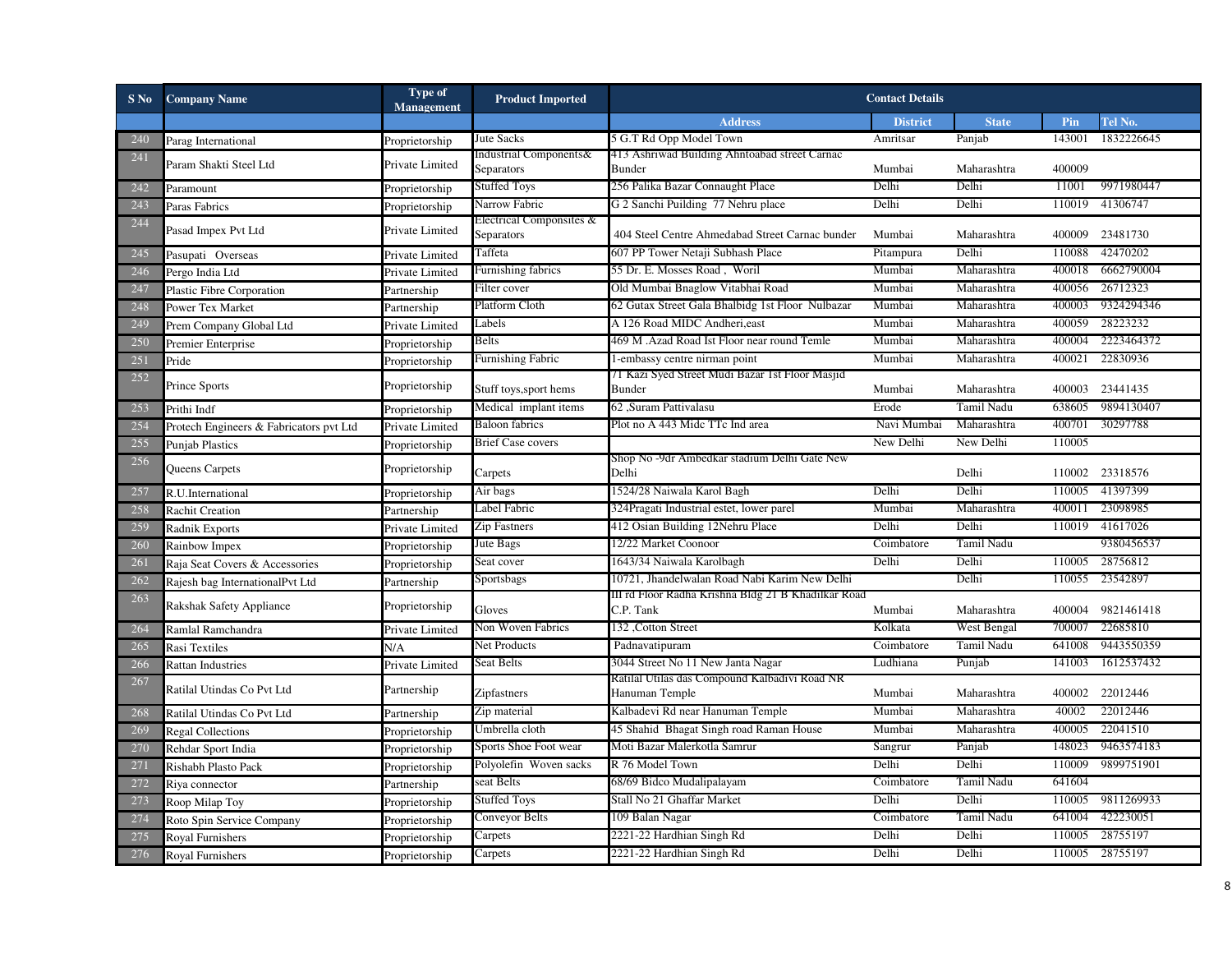| S No | Company Name | Type of Management | Product Imported | Contact Details | | | | |
|---|---|---|---|---|---|---|---|---|
| | | | | Address | District | State | Pin | Tel No. |
| 240 | Parag International | Proprietorship | Jute Sacks | 5 G.T Rd Opp Model Town | Amritsar | Panjab | 143001 | 1832226645 |
| 241 | Param Shakti Steel Ltd | Private Limited | Industrial Components& Separators | 413 Ashriwad Building Ahmdabad street Carnac Bunder | Mumbai | Maharashtra | 400009 | |
| 242 | Paramount | Proprietorship | Stuffed Toys | 256 Palika Bazar Connaught Place | Delhi | Delhi | 11001 | 9971980447 |
| 243 | Paras Fabrics | Proprietorship | Narrow Fabric | G 2 Sanchi Puilding 77 Nehru place | Delhi | Delhi | 110019 | 41306747 |
| 244 | Pasad Impex Pvt Ltd | Private Limited | Electrical Composites & Separators | 404 Steel Centre Ahmedabad Street Carnac bunder | Mumbai | Maharashtra | 400009 | 23481730 |
| 245 | Pasupati Overseas | Private Limited | Taffeta | 607 PP Tower Netaji Subhash Place | Pitampura | Delhi | 110088 | 42470202 |
| 246 | Pergo India Ltd | Private Limited | Furnishing fabrics | 55 Dr. E. Mosses Road , Woril | Mumbai | Maharashtra | 400018 | 6662790004 |
| 247 | Plastic Fibre Corporation | Partnership | Filter cover | Old Mumbai Bnaglow Vitabhai Road | Mumbai | Maharashtra | 400056 | 26712323 |
| 248 | Power Tex Market | Partnership | Platform Cloth | 62 Gutax Street Gala Bhalbidg 1st Floor Nulbazar | Mumbai | Maharashtra | 400003 | 9324294346 |
| 249 | Prem Company Global Ltd | Private Limited | Labels | A 126 Road MIDC Andheri,east | Mumbai | Maharashtra | 400059 | 28223232 |
| 250 | Premier Enterprise | Proprietorship | Belts | 469 M .Azad Road Ist Floor near round Temle | Mumbai | Maharashtra | 400004 | 2223464372 |
| 251 | Pride | Proprietorship | Furnishing Fabric | 1-embassy centre nirman point | Mumbai | Maharashtra | 400021 | 22830936 |
| 252 | Prince Sports | Proprietorship | Stuff toys,sport hems | 71 Kazi Syed Street Mudi Bazar 1st Floor Masjid Bunder | Mumbai | Maharashtra | 400003 | 23441435 |
| 253 | Prithi Indf | Proprietorship | Medical implant items | 62 ,Suram Pattivalasu | Erode | Tamil Nadu | 638605 | 9894130407 |
| 254 | Protech Engineers & Fabricators pvt Ltd | Private Limited | Baloon fabrics | Plot no A 443 Midc TTc Ind area | Navi Mumbai | Maharashtra | 400701 | 30297788 |
| 255 | Punjab Plastics | Proprietorship | Brief Case covers | | New Delhi | New Delhi | 110005 | |
| 256 | Queens Carpets | Proprietorship | Carpets | Shop No -9dr Ambedkar stadium Delhi Gate New Delhi | | Delhi | 110002 | 23318576 |
| 257 | R.U.International | Proprietorship | Air bags | 1524/28 Naiwala Karol Bagh | Delhi | Delhi | 110005 | 41397399 |
| 258 | Rachit Creation | Partnership | Label Fabric | 324Pragati Industrial estet, lower parel | Mumbai | Maharashtra | 400011 | 23098985 |
| 259 | Radnik Exports | Private Limited | Zip Fastners | 412 Osian Building 12Nehru Place | Delhi | Delhi | 110019 | 41617026 |
| 260 | Rainbow Impex | Proprietorship | Jute Bags | 12/22 Market Coonoor | Coimbatore | Tamil Nadu | | 9380456537 |
| 261 | Raja Seat Covers & Accessories | Proprietorship | Seat cover | 1643/34 Naiwala Karolbagh | Delhi | Delhi | 110005 | 28756812 |
| 262 | Rajesh bag InternationalPvt Ltd | Partnership | Sportsbags | 10721, Jhandelwalan Road Nabi Karim New Delhi | | Delhi | 110055 | 23542897 |
| 263 | Rakshak Safety Appliance | Proprietorship | Gloves | III rd Floor Radha Krishna Bldg 21 B Khadilkar Road C.P. Tank | Mumbai | Maharashtra | 400004 | 9821461418 |
| 264 | Ramlal Ramchandra | Private Limited | Non Woven Fabrics | 132 ,Cotton Street | Kolkata | West Bengal | 700007 | 22685810 |
| 265 | Rasi Textiles | N/A | Net Products | Padnavatipuram | Coimbatore | Tamil Nadu | 641008 | 9443550359 |
| 266 | Rattan Industries | Private Limited | Seat Belts | 3044 Street No 11 New Janta Nagar | Ludhiana | Punjab | 141003 | 1612537432 |
| 267 | Ratilal Utindas Co Pvt Ltd | Partnership | Zipfastners | Ratilal Utilas das Compound Kalbadivi Road NR Hanuman Temple | Mumbai | Maharashtra | 400002 | 22012446 |
| 268 | Ratilal Utindas Co Pvt Ltd | Partnership | Zip material | Kalbadevi Rd near Hanuman Temple | Mumbai | Maharashtra | 40002 | 22012446 |
| 269 | Regal Collections | Proprietorship | Umbrella cloth | 45 Shahid Bhagat Singh road Raman House | Mumbai | Maharashtra | 400005 | 22041510 |
| 270 | Rehdar Sport India | Proprietorship | Sports Shoe Foot wear | Moti Bazar Malerkotla Samrur | Sangrur | Panjab | 148023 | 9463574183 |
| 271 | Rishabh Plasto Pack | Proprietorship | Polyolefin Woven sacks | R 76 Model Town | Delhi | Delhi | 110009 | 9899751901 |
| 272 | Riya connector | Partnership | seat Belts | 68/69 Bidco Mudalipalayam | Coimbatore | Tamil Nadu | 641604 | |
| 273 | Roop Milap Toy | Proprietorship | Stuffed Toys | Stall No 21 Ghaffar Market | Delhi | Delhi | 110005 | 9811269933 |
| 274 | Roto Spin Service Company | Proprietorship | Conveyor Belts | 109 Balan Nagar | Coimbatore | Tamil Nadu | 641004 | 422230051 |
| 275 | Royal Furnishers | Proprietorship | Carpets | 2221-22 Hardhian Singh Rd | Delhi | Delhi | 110005 | 28755197 |
| 276 | Royal Furnishers | Proprietorship | Carpets | 2221-22 Hardhian Singh Rd | Delhi | Delhi | 110005 | 28755197 |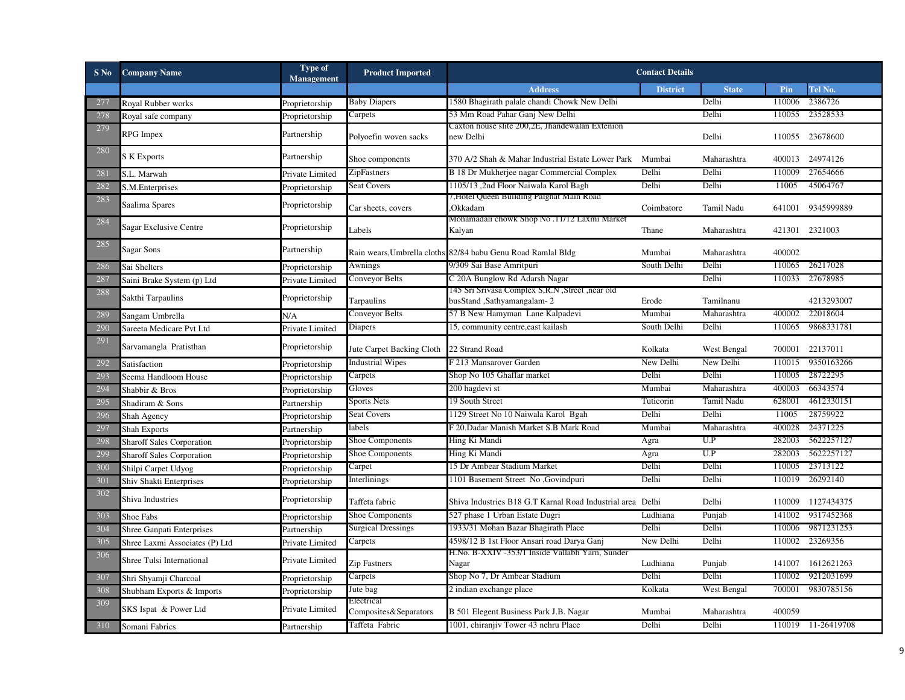| S No | Company Name | Type of Management | Product Imported | Contact Details | | | | |
|---|---|---|---|---|---|---|---|---|
| | | | | Address | District | State | Pin | Tel No. |
| 277 | Royal Rubber works | Proprietorship | Baby Diapers | 1580 Bhagirath palale chandi Chowk New Delhi | | Delhi | 110006 | 2386726 |
| 278 | Royal safe company | Proprietorship | Carpets | 53 Mm Road Pahar Ganj New Delhi | | Delhi | 110055 | 23528533 |
| 279 | RPG Impex | Partnership | Polyoefin woven sacks | Caxton house slite 200,2E, Jhandewalan Extenion new Delhi | | Delhi | 110055 | 23678600 |
| 280 | S K Exports | Partnership | Shoe components | 370 A/2 Shah & Mahar Industrial Estate Lower Park | Mumbai | Maharashtra | 400013 | 24974126 |
| 281 | S.L. Marwah | Private Limited | ZipFastners | B 18 Dr Mukherjee nagar Commercial Complex | Delhi | Delhi | 110009 | 27654666 |
| 282 | S.M.Enterprises | Proprietorship | Seat Covers | 1105/13 ,2nd Floor Naiwala Karol Bagh | Delhi | Delhi | 11005 | 45064767 |
| 283 | Saalima Spares | Proprietorship | Car sheets, covers | 7,Hotel Queen Building Palghat Main Road ,Okkadam | Coimbatore | Tamil Nadu | 641001 | 9345999889 |
| 284 | Sagar Exclusive Centre | Proprietorship | Labels | Mohamadali chowk Shop No .11/12 Laxmi Market Kalyan | Thane | Maharashtra | 421301 | 2321003 |
| 285 | Sagar Sons | Partnership | Rain wears,Umbrella cloths | 82/84 babu Genu Road Ramlal Bldg | Mumbai | Maharashtra | 400002 | |
| 286 | Sai Shelters | Proprietorship | Awnings | 9/309 Sai Base Amritpuri | South Delhi | Delhi | 110065 | 26217028 |
| 287 | Saini Brake System (p) Ltd | Private Limited | Conveyor Belts | C 20A Bunglow Rd Adarsh Nagar | | Delhi | 110033 | 27678985 |
| 288 | Sakthi Tarpaulins | Proprietorship | Tarpaulins | 145 Sri Srivasa Complex S,R.N ,Street ,near old busStand ,Sathyamangalam- 2 | Erode | Tamilnanu | | 4213293007 |
| 289 | Sangam Umbrella | N/A | Conveyor Belts | 57 B New Hamyman Lane Kalpadevi | Mumbai | Maharashtra | 400002 | 22018604 |
| 290 | Sareeta Medicare Pvt Ltd | Private Limited | Diapers | 15, community centre,east kailash | South Delhi | Delhi | 110065 | 9868331781 |
| 291 | Sarvamangla Pratisthan | Proprietorship | Jute Carpet Backing Cloth | 22 Strand Road | Kolkata | West Bengal | 700001 | 22137011 |
| 292 | Satisfaction | Proprietorship | Industrial Wipes | F 213 Mansarover Garden | New Delhi | New Delhi | 110015 | 9350163266 |
| 293 | Seema Handloom House | Proprietorship | Carpets | Shop No 105 Ghaffar market | Delhi | Delhi | 110005 | 28722295 |
| 294 | Shabbir & Bros | Proprietorship | Gloves | 200 hagdevi st | Mumbai | Maharashtra | 400003 | 66343574 |
| 295 | Shadiram & Sons | Partnership | Sports Nets | 19 South Street | Tuticorin | Tamil Nadu | 628001 | 4612330151 |
| 296 | Shah Agency | Proprietorship | Seat Covers | 1129 Street No 10 Naiwala Karol Bgah | Delhi | Delhi | 11005 | 28759922 |
| 297 | Shah Exports | Partnership | labels | F 20.Dadar Manish Market S.B Mark Road | Mumbai | Maharashtra | 400028 | 24371225 |
| 298 | Sharoff Sales Corporation | Proprietorship | Shoe Components | Hing Ki Mandi | Agra | U.P | 282003 | 5622257127 |
| 299 | Sharoff Sales Corporation | Proprietorship | Shoe Components | Hing Ki Mandi | Agra | U.P | 282003 | 5622257127 |
| 300 | Shilpi Carpet Udyog | Proprietorship | Carpet | 15 Dr Ambear Stadium Market | Delhi | Delhi | 110005 | 23713122 |
| 301 | Shiv Shakti Enterprises | Proprietorship | Interlinings | 1101 Basement Street No ,Govindpuri | Delhi | Delhi | 110019 | 26292140 |
| 302 | Shiva Industries | Proprietorship | Taffeta fabric | Shiva Industries B18 G.T Karnal Road Industrial area | Delhi | Delhi | 110009 | 1127434375 |
| 303 | Shoe Fabs | Proprietorship | Shoe Components | 527 phase 1 Urban Estate Dugri | Ludhiana | Punjab | 141002 | 9317452368 |
| 304 | Shree Ganpati Enterprises | Partnership | Surgical Dressings | 1933/31 Mohan Bazar Bhagirath Place | Delhi | Delhi | 110006 | 9871231253 |
| 305 | Shree Laxmi Associates (P) Ltd | Private Limited | Carpets | 4598/12 B 1st Floor Ansari road Darya Ganj | New Delhi | Delhi | 110002 | 23269356 |
| 306 | Shree Tulsi International | Private Limited | Zip Fastners | H.No. B-XXIV -353/1 Inside Vallabh Yarn, Sunder Nagar | Ludhiana | Punjab | 141007 | 1612621263 |
| 307 | Shri Shyamji Charcoal | Proprietorship | Carpets | Shop No 7, Dr Ambear Stadium | Delhi | Delhi | 110002 | 9212031699 |
| 308 | Shubham Exports & Imports | Proprietorship | Jute bag | 2 indian exchange place | Kolkata | West Bengal | 700001 | 9830785156 |
| 309 | SKS Ispat & Power Ltd | Private Limited | Electrical Composites&Separators | B 501 Elegent Business Park J.B. Nagar | Mumbai | Maharashtra | 400059 | |
| 310 | Somani Fabrics | Partnership | Taffeta Fabric | 1001, chiranjiv Tower 43 nehru Place | Delhi | Delhi | 110019 | 11-26419708 |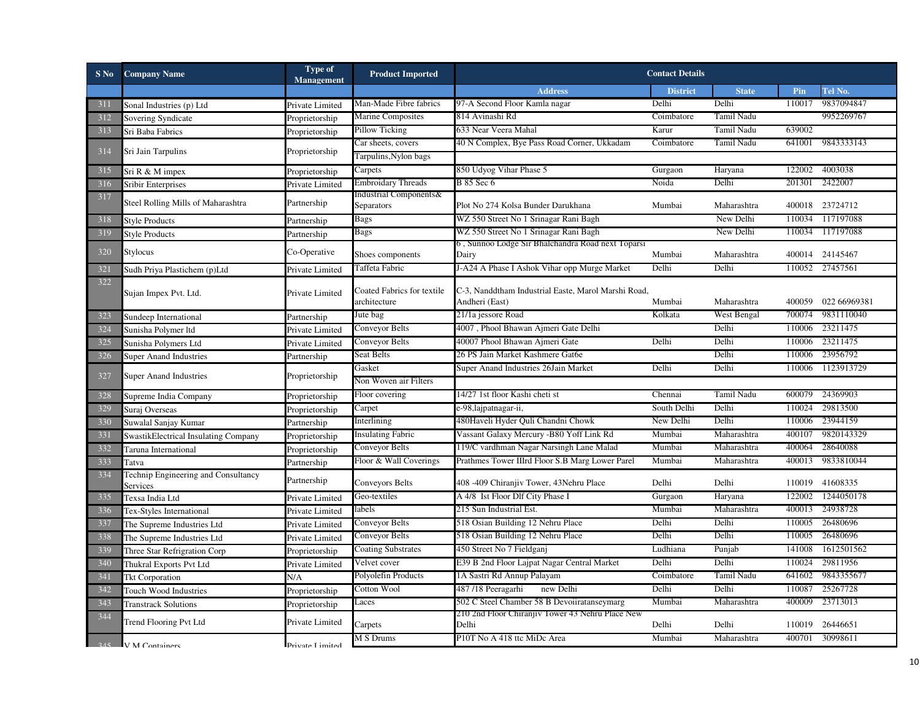| S No | Company Name | Type of Management | Product Imported | Contact Details | | | | |
|---|---|---|---|---|---|---|---|---|
| | | | | Address | District | State | Pin | Tel No. |
| 311 | Sonal Industries (p) Ltd | Private Limited | Man-Made Fibre fabrics | 97-A Second Floor Kamla nagar | Delhi | Delhi | 110017 | 9837094847 |
| 312 | Sovering Syndicate | Proprietorship | Marine Composites | 814 Avinashi Rd | Coimbatore | Tamil Nadu | | 9952269767 |
| 313 | Sri Baba Fabrics | Proprietorship | Pillow Ticking | 633 Near Veera Mahal | Karur | Tamil Nadu | 639002 | |
| 314 | Sri Jain Tarpulins | Proprietorship | Car sheets, covers | 40 N Complex, Bye Pass Road Corner, Ukkadam | Coimbatore | Tamil Nadu | 641001 | 9843333143 |
| | | | Tarpulins,Nylon bags | | | | | |
| 315 | Sri R & M impex | Proprietorship | Carpets | 850 Udyog Vihar Phase 5 | Gurgaon | Haryana | 122002 | 4003038 |
| 316 | Sribir Enterprises | Private Limited | Embroidary Threads | B 85 Sec 6 | Noida | Delhi | 201301 | 2422007 |
| 317 | Steel Rolling Mills of Maharashtra | Partnership | Industrial Components& Separators | Plot No 274 Kolsa Bunder Darukhana | Mumbai | Maharashtra | 400018 | 23724712 |
| 318 | Style Products | Partnership | Bags | WZ 550 Street No 1 Srinagar Rani Bagh | | New Delhi | 110034 | 117197088 |
| 319 | Style Products | Partnership | Bags | WZ 550 Street No 1 Srinagar Rani Bagh | | New Delhi | 110034 | 117197088 |
| 320 | Stylocus | Co-Operative | Shoes components | 6 , Sunnoo Lodge Sir Bhalchandra Road next Toparsi Dairy | Mumbai | Maharashtra | 400014 | 24145467 |
| 321 | Sudh Priya Plastichem (p)Ltd | Private Limited | Taffeta Fabric | J-A24 A Phase I Ashok Vihar opp Murge Market | Delhi | Delhi | 110052 | 27457561 |
| 322 | Sujan Impex Pvt. Ltd. | Private Limited | Coated Fabrics for textile architecture | C-3, Nanddtham Industrial Easte, Marol Marshi Road, Andheri (East) | Mumbai | Maharashtra | 400059 | 022 66969381 |
| 323 | Sundeep International | Partnership | Jute bag | 21/1a jessore Road | Kolkata | West Bengal | 700074 | 9831110040 |
| 324 | Sunisha Polymer ltd | Private Limited | Conveyor Belts | 4007 , Phool Bhawan Ajmeri Gate Delhi | | Delhi | 110006 | 23211475 |
| 325 | Sunisha Polymers Ltd | Private Limited | Conveyor Belts | 40007 Phool Bhawan Ajmeri Gate | Delhi | Delhi | 110006 | 23211475 |
| 326 | Super Anand Industries | Partnership | Seat Belts | 26 PS Jain Market Kashmere Gat6e | | Delhi | 110006 | 23956792 |
| 327 | Super Anand Industries | Proprietorship | Gasket | Super Anand Industries 26Jain Market | Delhi | Delhi | 110006 | 1123913729 |
| | | | Non Woven air Filters | | | | | |
| 328 | Supreme India Company | Proprietorship | Floor covering | 14/27 1st floor Kashi cheti st | Chennai | Tamil Nadu | 600079 | 24369903 |
| 329 | Suraj Overseas | Proprietorship | Carpet | e-98,lajpatnagar-ii, | South Delhi | Delhi | 110024 | 29813500 |
| 330 | Suwalal Sanjay Kumar | Partnership | Interlining | 480Haveli Hyder Quli Chandni Chowk | New Delhi | Delhi | 110006 | 23944159 |
| 331 | SwastikElectrical Insulating Company | Proprietorship | Insulating Fabric | Vassant Galaxy Mercury -B80 Yoff Link Rd | Mumbai | Maharashtra | 400107 | 9820143329 |
| 332 | Taruna International | Proprietorship | Conveyor Belts | 119/C vardhman Nagar Narsingh Lane Malad | Mumbai | Maharashtra | 400064 | 28640088 |
| 333 | Tatva | Partnership | Floor & Wall Coverings | Prathmes Tower IIIrd Floor S.B Marg Lower Parel | Mumbai | Maharashtra | 400013 | 9833810044 |
| 334 | Technip Engineering and Consultancy Services | Partnership | Conveyors Belts | 408 -409 Chiranjiv Tower, 43Nehru Place | Delhi | Delhi | 110019 | 41608335 |
| 335 | Texsa India Ltd | Private Limited | Geo-textiles | A 4/8 Ist Floor Dlf City Phase I | Gurgaon | Haryana | 122002 | 1244050178 |
| 336 | Tex-Styles International | Private Limited | labels | 215 Sun Industrial Est. | Mumbai | Maharashtra | 400013 | 24938728 |
| 337 | The Supreme Industries Ltd | Private Limited | Conveyor Belts | 518 Osian Building 12 Nehru Place | Delhi | Delhi | 110005 | 26480696 |
| 338 | The Supreme Industries Ltd | Private Limited | Conveyor Belts | 518 Osian Building 12 Nehru Place | Delhi | Delhi | 110005 | 26480696 |
| 339 | Three Star Refrigration Corp | Proprietorship | Coating Substrates | 450 Street No 7 Fieldganj | Ludhiana | Punjab | 141008 | 1612501562 |
| 340 | Thukral Exports Pvt Ltd | Private Limited | Velvet cover | E39 B 2nd Floor Lajpat Nagar Central Market | Delhi | Delhi | 110024 | 29811956 |
| 341 | Tkt Corporation | N/A | Polyolefin Products | 1A Sastri Rd Annup Palayam | Coimbatore | Tamil Nadu | 641602 | 9843355677 |
| 342 | Touch Wood Industries | Proprietorship | Cotton Wool | 487 /18 Peeragarhi new Delhi | Delhi | Delhi | 110087 | 25267728 |
| 343 | Transtrack Solutions | Proprietorship | Laces | 502 C Steel Chamber 58 B Devojiratanseymarg | Mumbai | Maharashtra | 400009 | 23713013 |
| 344 | Trend Flooring Pvt Ltd | Private Limited | Carpets | 210 2nd Floor Chiranjiv Tower 43 Nehru Place New Delhi | Delhi | Delhi | 110019 | 26446651 |
| 345 | V M Containers | Private Limited | M S Drums | P10T No A 418 ttc MiDc Area | Mumbai | Maharashtra | 400701 | 30998611 |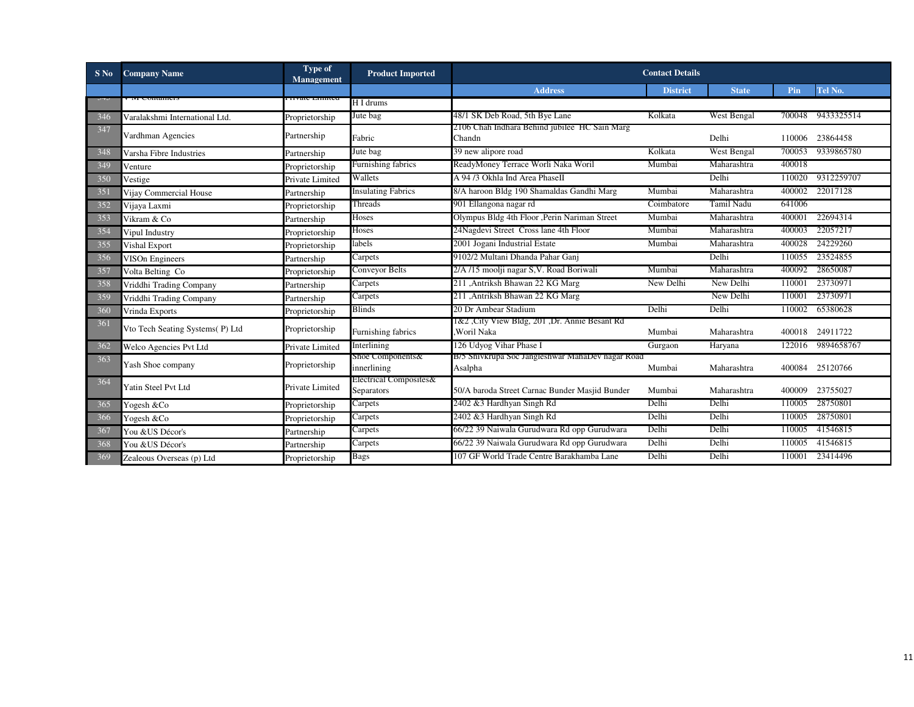| S No | Company Name | Type of Management | Product Imported | Contact Details | | | | |
|---|---|---|---|---|---|---|---|---|
| | | | | Address | District | State | Pin | Tel No. |
| 345 | V M Containers | Private Limited | H I drums | | | | | |
| 346 | Varalakshmi International Ltd. | Proprietorship | Jute bag | 48/1 SK Deb Road, 5th Bye Lane | Kolkata | West Bengal | 700048 | 9433325514 |
| 347 | Vardhman Agencies | Partnership | Fabric | 2106 Chah Indhara Behind jubilee HC Sain Marg Chandn | | Delhi | 110006 | 23864458 |
| 348 | Varsha Fibre Industries | Partnership | Jute bag | 39 new alipore road | Kolkata | West Bengal | 700053 | 9339865780 |
| 349 | Venture | Proprietorship | Furnishing fabrics | ReadyMoney Terrace Worli Naka Worli | Mumbai | Maharashtra | 400018 | |
| 350 | Vestige | Private Limited | Wallets | A 94 /3 Okhla Ind Area PhaseII | | Delhi | 110020 | 9312259707 |
| 351 | Vijay Commercial House | Partnership | Insulating Fabrics | 8/A haroon Bldg 190 Shamaldas Gandhi Marg | Mumbai | Maharashtra | 400002 | 22017128 |
| 352 | Vijaya Laxmi | Proprietorship | Threads | 901 Ellangona nagar rd | Coimbatore | Tamil Nadu | 641006 | |
| 353 | Vikram & Co | Partnership | Hoses | Olympus Bldg 4th Floor ,Perin Nariman Street | Mumbai | Maharashtra | 400001 | 22694314 |
| 354 | Vipul Industry | Proprietorship | Hoses | 24Nagdevi Street Cross lane 4th Floor | Mumbai | Maharashtra | 400003 | 22057217 |
| 355 | Vishal Export | Proprietorship | labels | 2001 Jogani Industrial Estate | Mumbai | Maharashtra | 400028 | 24229260 |
| 356 | VISOn Engineers | Partnership | Carpets | 9102/2 Multani Dhanda Pahar Ganj | | Delhi | 110055 | 23524855 |
| 357 | Volta Belting Co | Proprietorship | Conveyor Belts | 2/A /15 moolji nagar S,V. Road Boriwali | Mumbai | Maharashtra | 400092 | 28650087 |
| 358 | Vriddhi Trading Company | Partnership | Carpets | 211 ,Antriksh Bhawan 22 KG Marg | New Delhi | New Delhi | 110001 | 23730971 |
| 359 | Vriddhi Trading Company | Partnership | Carpets | 211 ,Antriksh Bhawan 22 KG Marg | | New Delhi | 110001 | 23730971 |
| 360 | Vrinda Exports | Proprietorship | Blinds | 20 Dr Ambear Stadium | Delhi | Delhi | 110002 | 65380628 |
| 361 | Vto Tech Seating Systems( P) Ltd | Proprietorship | Furnishing fabrics | 1&2 ,City View Bldg, 201 ,Dr. Annie Besant Rd ,Woril Naka | Mumbai | Maharashtra | 400018 | 24911722 |
| 362 | Welco Agencies Pvt Ltd | Private Limited | Interlining | 126 Udyog Vihar Phase I | Gurgaon | Haryana | 122016 | 9894658767 |
| 363 | Yash Shoe company | Proprietorship | Shoe Components& innerlining | B/5 Shivkrupa Soc Jangleshwar MahaDev nagar Road Asalpha | Mumbai | Maharashtra | 400084 | 25120766 |
| 364 | Yatin Steel Pvt Ltd | Private Limited | Electrical Composites& Separators | 50/A baroda Street Carnac Bunder Masjid Bunder | Mumbai | Maharashtra | 400009 | 23755027 |
| 365 | Yogesh &Co | Proprietorship | Carpets | 2402 &3 Hardhyan Singh Rd | Delhi | Delhi | 110005 | 28750801 |
| 366 | Yogesh &Co | Proprietorship | Carpets | 2402 &3 Hardhyan Singh Rd | Delhi | Delhi | 110005 | 28750801 |
| 367 | You &US Décor's | Partnership | Carpets | 66/22 39 Naiwala Gurudwara Rd opp Gurudwara | Delhi | Delhi | 110005 | 41546815 |
| 368 | You &US Décor's | Partnership | Carpets | 66/22 39 Naiwala Gurudwara Rd opp Gurudwara | Delhi | Delhi | 110005 | 41546815 |
| 369 | Zealeous Overseas (p) Ltd | Proprietorship | Bags | 107 GF World Trade Centre Barakhamba Lane | Delhi | Delhi | 110001 | 23414496 |